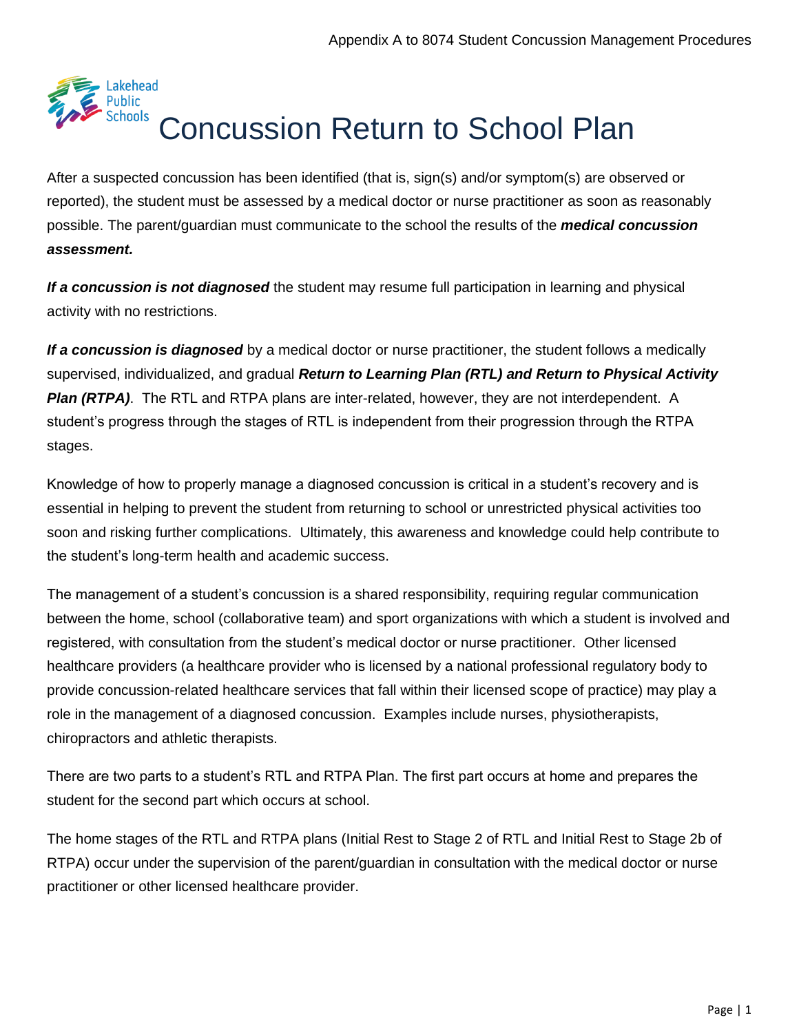# Concussion Return to School Plan

After a suspected concussion has been identified (that is, sign(s) and/or symptom(s) are observed or reported), the student must be assessed by a medical doctor or nurse practitioner as soon as reasonably possible. The parent/guardian must communicate to the school the results of the ***medical concussion assessment.***

***If a concussion is not diagnosed*** the student may resume full participation in learning and physical activity with no restrictions.

***If a concussion is diagnosed*** by a medical doctor or nurse practitioner, the student follows a medically supervised, individualized, and gradual ***Return to Learning Plan (RTL) and Return to Physical Activity Plan (RTPA)***. The RTL and RTPA plans are inter-related, however, they are not interdependent. A student's progress through the stages of RTL is independent from their progression through the RTPA stages.

Knowledge of how to properly manage a diagnosed concussion is critical in a student's recovery and is essential in helping to prevent the student from returning to school or unrestricted physical activities too soon and risking further complications. Ultimately, this awareness and knowledge could help contribute to the student's long-term health and academic success.

The management of a student's concussion is a shared responsibility, requiring regular communication between the home, school (collaborative team) and sport organizations with which a student is involved and registered, with consultation from the student's medical doctor or nurse practitioner. Other licensed healthcare providers (a healthcare provider who is licensed by a national professional regulatory body to provide concussion-related healthcare services that fall within their licensed scope of practice) may play a role in the management of a diagnosed concussion. Examples include nurses, physiotherapists, chiropractors and athletic therapists.

There are two parts to a student's RTL and RTPA Plan. The first part occurs at home and prepares the student for the second part which occurs at school.

The home stages of the RTL and RTPA plans (Initial Rest to Stage 2 of RTL and Initial Rest to Stage 2b of RTPA) occur under the supervision of the parent/guardian in consultation with the medical doctor or nurse practitioner or other licensed healthcare provider.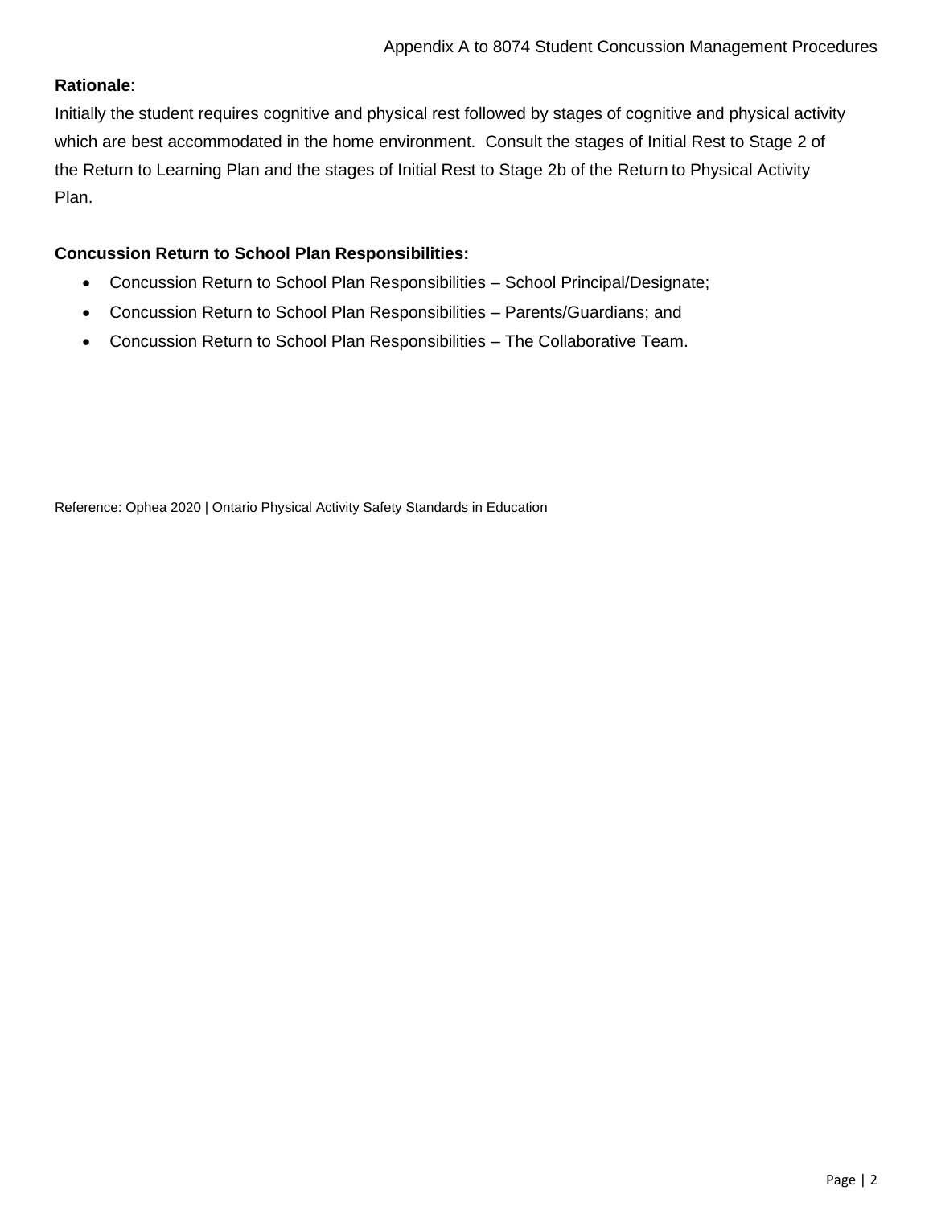**Rationale**:
Initially the student requires cognitive and physical rest followed by stages of cognitive and physical activity which are best accommodated in the home environment. Consult the stages of Initial Rest to Stage 2 of the Return to Learning Plan and the stages of Initial Rest to Stage 2b of the Return to Physical Activity Plan.

**Concussion Return to School Plan Responsibilities:**

- Concussion Return to School Plan Responsibilities – School Principal/Designate;
- Concussion Return to School Plan Responsibilities – Parents/Guardians; and
- Concussion Return to School Plan Responsibilities – The Collaborative Team.

Reference: Ophea 2020 | Ontario Physical Activity Safety Standards in Education